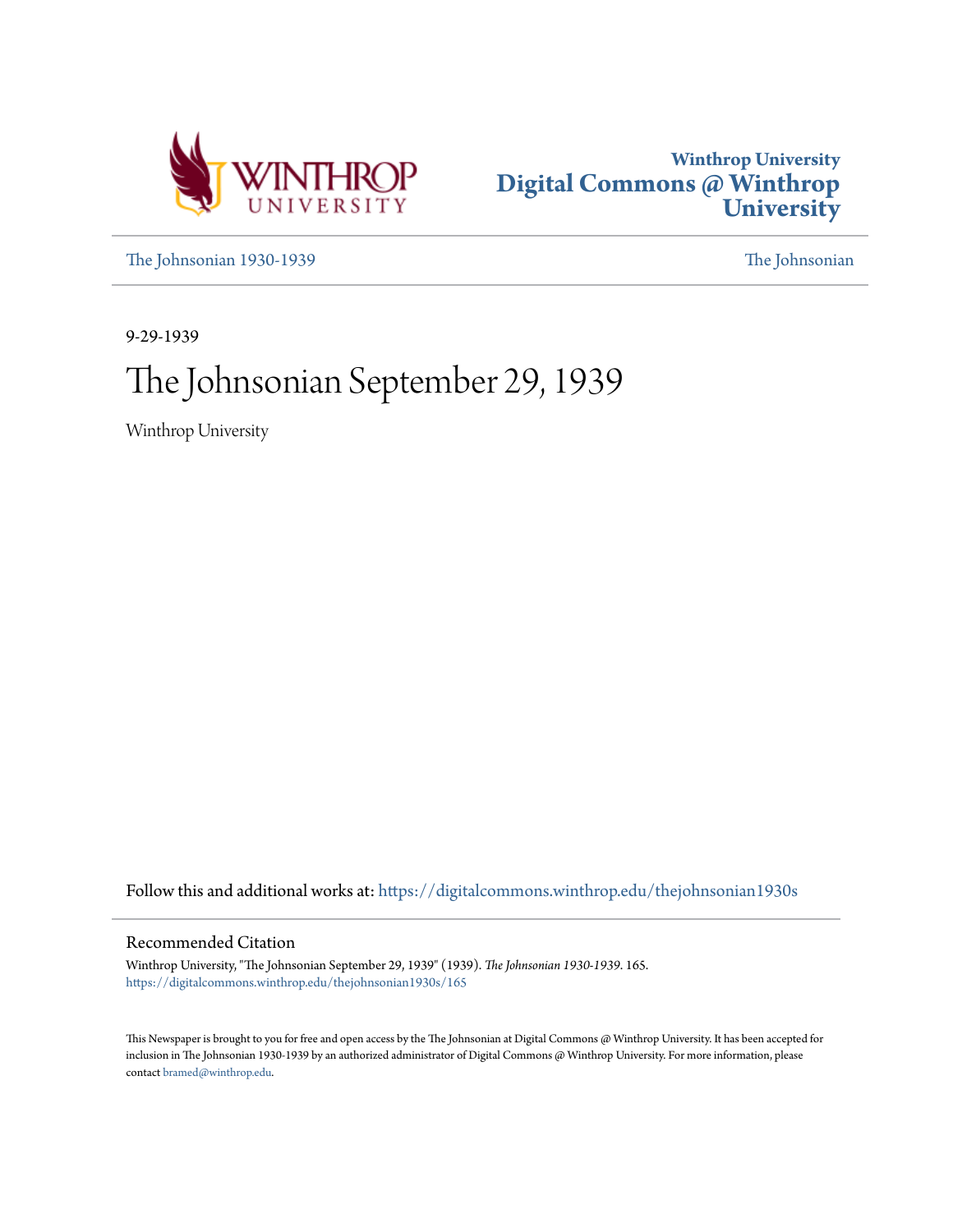Winthrop University
Digital Commons @ Winthrop University

The Johnsonian 1930-1939 | The Johnsonian

9-29-1939

# The Johnsonian September 29, 1939

Winthrop University

Follow this and additional works at: https://digitalcommons.winthrop.edu/thejohnsonian1930s

## Recommended Citation

Winthrop University, "The Johnsonian September 29, 1939" (1939). *The Johnsonian 1930-1939*. 165.
https://digitalcommons.winthrop.edu/thejohnsonian1930s/165

This Newspaper is brought to you for free and open access by the The Johnsonian at Digital Commons @ Winthrop University. It has been accepted for inclusion in The Johnsonian 1930-1939 by an authorized administrator of Digital Commons @ Winthrop University. For more information, please contact bramed@winthrop.edu.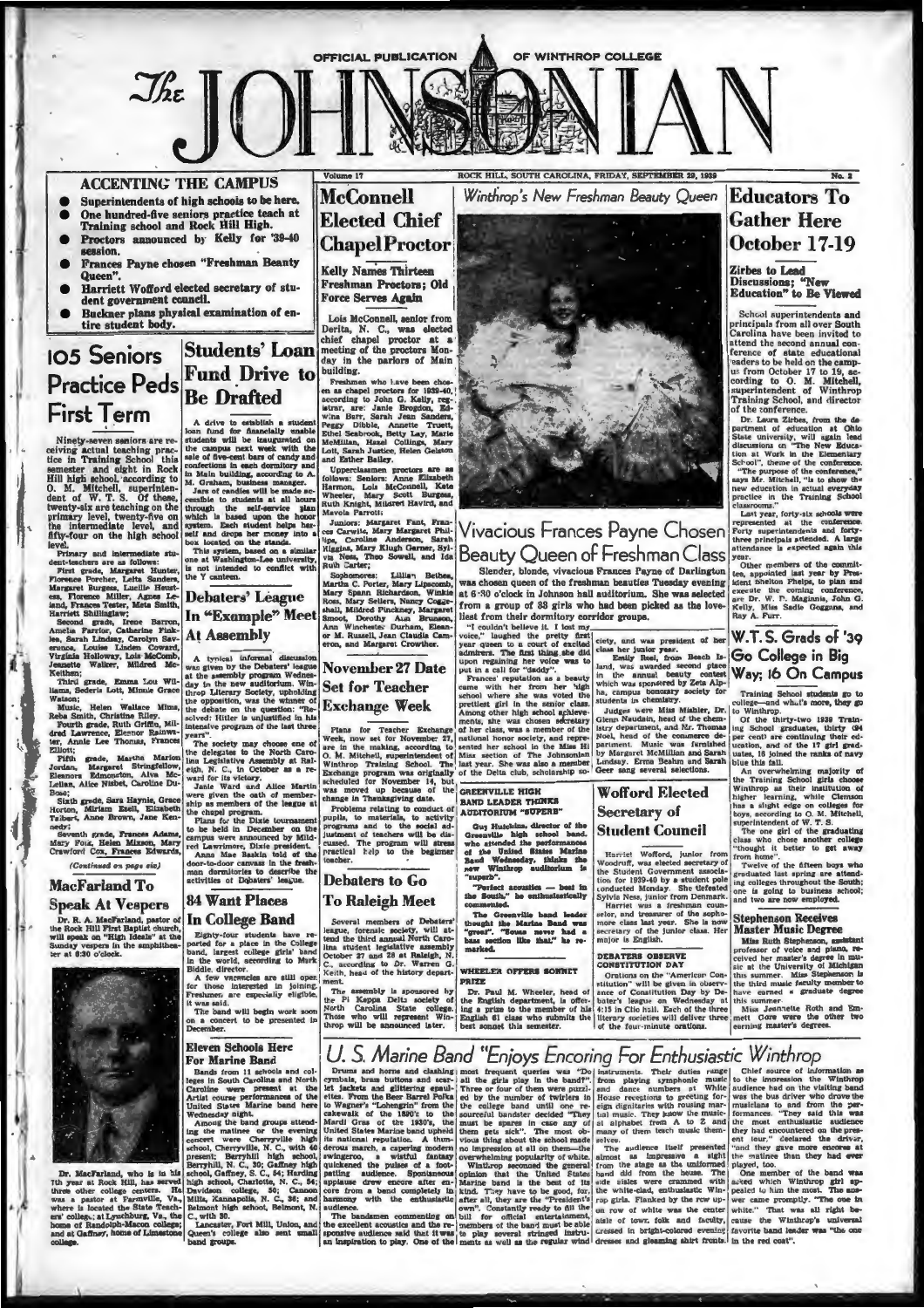OFFICIAL PUBLICATION OF WINTHROP COLLEGE

# The JOHNSONIAN

Volume 17 — ROCK HILL, SOUTH CAROLINA, FRIDAY, SEPTEMBER 29, 1939 — No. 2

## ACCENTING THE CAMPUS

- Superintendents of high schools to be here.
- One hundred-five seniors practice teach at Training school and Rock Hill High.
- Proctors announced by Kelly for '39-40 session.
- Frances Payne chosen "Freshman Beauty Queen".
- Harriett Wofford elected secretary of student government council.
- Buckner plans physical examination of entire student body.

## 105 Seniors Practice Peds First Term

Ninety-seven seniors are receiving actual teaching practice in Training School this semester and eight in Rock Hill high school, according to O. M. Mitchell, superintendent of W. T. S. Of these, twenty-six are teaching on the primary level, twenty-five on the intermediate level, and fifty-four on the high school level.

Primary and intermediate student-teachers are as follows:

First grade, Margaret Hunter, Florence Porcher, Letta Sanders, Margaret Burgess, Lucille Heustess, Florence Miller, Agnes Leland, Frances Tester, Meta Smith, Harriett Shillinglaw;

Second grade, Irene Barron, Amelia Parrior, Catherine Finkles, Sarah Lindsay, Carolyn Saverance, Louise Linden Coward, Virginia Holloway, Lois McComb, Jeanette Walker, Mildred McKeithen;

Third grade, Emma Lou Williams, Sederis Lott, Minnie Grace Watson;

Music, Helen Wallace Mims, Reba Smith, Christine Riley.

Fourth grade, Ruth Griffin, Mildred Lawrence, Eleanor Rainwater, Annie Lee Thomas, Frances Elliott;

Fifth grade, Martha Marion Jordan, Margaret Stringfellow, Eleanora Edmonston, Alva McLellan, Alice Nisbet, Caroline DuBose;

Sixth grade, Sara Haynie, Grace Horton, Miriam Ezell, Elizabeth Talbert, Anne Brown, Jane Kennedy;

Seventh grade, Frances Adams, Mary Foix, Helen Mixson, Mary Crawford Cox, Frances Edwards,

*(Continued on page six)*

## MacFarland To Speak At Vespers

Dr. R. A. MacFarland, pastor of the Rock Hill First Baptist church, will speak on "High Ideals" at the Sunday vespers in the amphitheater at 6:30 o'clock.

Dr. MacFarland, who is in his 7th year at Rock Hill, has served three other college centers. He was a pastor at Farmville, Va., where is located the State Teachers' college; at Lynchburg, Va., the home of Randolph-Macon college; and at Gaffney, home of Limestone college.

## Students' Loan Fund Drive to Be Drafted

A drive to establish a student loan fund for financially unable students will be inaugurated on the campus next week with the sale of five-cent bars of candy and confections in each dormitory and in Main building, according to A. M. Graham, business manager.

Jars of candies will be made accessible to students at all hours through the self-service plan which is based upon the honor system. Each student helps herself and drops her money into a box located on the stands.

This system, based on a similar one at Washington-Lee university, is not intended to conflict with the Y canteen.

## Debaters' League In "Example" Meet At Assembly

A typical informal discussion was given by the Debaters' league at the assembly program Wednesday in the new auditorium. Winthrop Literary Society, upholding the opposition, was the winner of the debate on the question: "Resolved: Hitler is unjustified in his intensive program of the last three years".

The society may choose one of the delegates to the North Carolina Legislative Assembly at Raleigh, N. C., in October as a reward for its victory.

Janie Ward and Alice Martin were given the oath of membership as members of the league at the chapel program.

Plans for the Dixie tournament to be held in December on the campus were announced by Mildred Lawrimore, Dixie president.

Anne Mae Baskin told of the door-to-door canvass in the freshman dormitories to describe the activities of Debaters' league.

## 84 Want Places In College Band

Eighty-four students have reported for a place in the College band, largest college girls' band in the world, according to Mark Biddle, director.

A few vacancies are still open for those interested in joining. Freshmen are especially eligible, it was said.

The band will begin work soon on a concert to be presented in December.

## Eleven Schools Here For Marine Band

Bands from 11 schools and colleges in South Carolina and North Caroline were present at the Artist course performances of the United States Marine band here Wednesday night.

Among the band groups attending the matinee or the evening concert were Cherryville high school, Cherryville, N. C., with 40 present; Berryhill high school, Berryhill, N. C., 30; Gaffney high school, Gaffney, S. C., 54; Harding high school, Charlotte, N. C., 54; Davidson college, 50; Cannon Mills, Kannapolis, N. C., 36; and Belmont high school, Belmont, N. C., with 30.

Lancaster, Fort Mill, Union, and Queen's college also sent small band groups.

## McConnell Elected Chief Chapel Proctor

### Kelly Names Thirteen Freshman Proctors; Old Force Serves Again

Lois McConnell, senior from Derita, N. C., was elected chief chapel proctor at a meeting of the proctors Monday in the parlors of Main building.

Freshmen who have been chosen as chapel proctors for 1939-40, according to John G. Kelly, registrar, are: Janie Brogdon, Edwina Burr, Sarah Jean Sanders, Peggy Dibble, Annette Truett, Ethel Seabrook, Betty Lay, Marie McMillan, Hazel Collings, Mary Lott, Sarah Justice, Helen Gelston and Esther Bailey.

Upperclassmen proctors are as follows: Seniors: Anne Elizabeth Harmon, Lois McConnell, Kate Wheeler, Mary Scott Burgess, Ruth Knight, Mildred Havird, and Mavola Parrott;

Juniors: Margaret Fant, Frances Carwile, Mary Margaret Phillips, Caroline Anderson, Sarah Higgins, Mary Kluch Garner, Sylvia Ness, Theo Sowell, and Ida Ruth Carter;

Sophomores: Lillian Bethea, Martha C. Porter, Mary Lipscomb, Mary Spann Richardson, Winkie Ross, Mary Sellers, Nancy Coggeshall, Mildred Pinckney, Margaret Smoot, Dorothy Ann Brunson, Ann Winchester Durham, Eleanor M. Russell, Jean Claudia Cameron, and Margaret Crowther.

## November 27 Date Set for Teacher Exchange Week

Plans for Teacher Exchange Week, now set for November 27, are in the making, according to O. M. Mitchell, superintendent of Winthrop Training School. The Exchange program was originally scheduled for November 14, but was moved up because of the change in Thanksgiving date.

Problems relating to conduct of pupils, to materials, to activity programs and to the social adjustment of teachers will be discussed. The program will stress practical help to the beginner teacher.

## Debaters to Go To Raleigh Meet

Several members of Debaters' league, forensic society, will attend the third annual North Carolina student legislative assembly October 27 and 28 at Raleigh, N. C., according to Dr. Warren G. Keith, head of the history department.

The assembly is sponsored by the Pi Kappa Delta society of North Carolina State college. Those who will represent Winthrop will be announced later.

## Winthrop's New Freshman Beauty Queen

## Vivacious Frances Payne Chosen Beauty Queen of Freshman Class

Slender, blonde, vivacious Frances Payne of Darlington was chosen queen of the freshman beauties Tuesday evening at 6:30 o'clock in Johnson hall auditorium. She was selected from a group of 33 girls who had been picked as the loveliest from their dormitory corridor groups.

"I couldn't believe it. I lost my voice," laughed the pretty first year queen to a court of excited admirers. The first thing she did upon regaining her voice was to put in a call for "daddy".

Frances' reputation as a beauty came with her from her high school where she was voted the prettiest girl in the senior class. Among other high school achievements, she was chosen secretary of her class, was a member of the national honor society, and represented her school in the Miss Hi Miss section of The Johnsonian last year. She was also a member of the Delta club, scholarship society, and was president of her class her junior year.

Emily Reel, from Beach Island, was awarded second place in the annual beauty contest which was sponsored by Zeta Alpha, campus honorary society for students in chemistry.

Judges were Miss Mishler, Dr. Glenn Naudain, head of the chemistry department, and Mr. Thomas Noel, head of the commerce department. Music was furnished by Margaret McMillan and Sarah Lindsay. Erma Beahm and Sarah Geer sang several selections.

### GREENVILLE HIGH BAND LEADER THINKS AUDITORIUM "SUPERB"

Guy Hutchins, director of the Greenville high school band, who attended the performances of the United States Marine Band Wednesday, thinks the new Winthrop auditorium is "superb".

"Perfect acoustics — best in the South," he enthusiastically commented.

The Greenville band leader thought the Marine Band was "great". "Sousa never had a bass section like that," he remarked.

### WHEELER OFFERS SONNET PRIZE

Dr. Paul M. Wheeler, head of the English department, is offering a prize to the member of his English 61 class who submits the best sonnet this semester.

## Wofford Elected Secretary of Student Council

Harriet Wofford, junior from Woodruff, was elected secretary of the Student Government association for 1939-40 by a student pole conducted Monday. She defeated Sylvia Ness, junior from Denmark.

Harriet was a freshman counselor, and treasurer of the sophomore class last year. She is now secretary of the junior class. Her major is English.

### DEBATERS OBSERVE CONSTITUTION DAY

Orations on the "American Constitution" will be given in observance of Constitution Day by Debater's league on Wednesday at 4:15 in Clio hall. Each of the three literary societies will deliver three of the four-minute orations.

## Educators To Gather Here October 17-19

### Zirbes to Lead Discussions; "New Education" to Be Viewed

School superintendents and principals from all over South Carolina have been invited to attend the second annual conference of state educational leaders to be held on the campus from October 17 to 19, according to O. M. Mitchell, superintendent of Winthrop Training School, and director of the conference.

Dr. Laura Zirbes, from the department of education at Ohio State university, will again lead discussions on "The New Education at Work in the Elementary School", theme of the conference.

"The purpose of the conference," says Mr. Mitchell, "is to show the new education in actual everyday practice in the Training School classrooms."

Last year, forty-six schools were represented at the conference. Forty superintendents and forty-three principals attended. A large attendance is expected again this year.

Other members of the committee, appointed last year by President Shelton Phelps, to plan and execute the coming conference, are Dr. W. P. Maginnis, John G. Kelly, Miss Sadie Goggans, and Ray A. Furr.

## W.T.S. Grads of '39 Go College in Big Way; 16 On Campus

Training School students go to college—and what's more, they go to Winthrop.

Of the thirty-two 1939 Training School graduates, thirty (94 per cent) are continuing their education, and of the 17 girl graduates, 16 joined the ranks of navy blue this fall.

An overwhelming majority of the Training School girls choose Winthrop as their institution of higher learning, while Clemson has a slight edge on colleges for boys, according to O. M. Mitchell, superintendent of W. T. S.

The one girl of the graduating class who chose another college "thought it better to get away from home".

Twelve of the fifteen boys who graduated last spring are attending colleges throughout the South; one is going to business school; and two are now employed.

## Stephenson Receives Master Music Degree

Miss Ruth Stephenson, assistant professor of voice and piano, received her master's degree in music at the University of Michigan this summer. Miss Stephenson is the third music faculty member to have earned a graduate degree this summer. Miss Jeannette Roth and Emmett Gore were the other two earning master's degrees.

## U. S. Marine Band "Enjoys Encoring For Enthusiastic Winthrop

Drums and horns and clashing cymbals, brass buttons and scarlet jackets and glittering epaulettes. From the Beer Barrel Polka to Wagner's "Lohengrin" from the cakewalk of the 1890's to the Mardi Gras of the 1930's, the United States Marine band upheld its national reputation. A thunderous march, a capering modern swingeroo, a wistful fantasy quickened the pulses of a foot-patting audience. Spontaneous applause drew encore after encore from a band completely in harmony with the enthusiastic audience.

The bandsmen commenting on the excellent acoustics and the responsive audience said that it was an inspiration to play. One of the most frequent queries was "Do all the girls play in the band?". Three or four of them were puzzled by the number of twirlers in the college band until one resourceful bandster decided "They must be spares in case any of them gets sick". The most obvious thing about the school made no impression at all on them—the overwhelming popularity of white.

Winthrop seconded the general opinion that the United States Marine band is the best of its kind. They have to be good, for, after all, they are the "President's own". Constantly ready to fill the bill for official entertainment, members of the band must be able to play several stringed instruments as well as the regular wind instruments. Their duties range from playing symphonic music and dance numbers at White House receptions to greeting foreign dignitaries with rousing martial music. They know the music—at alphabet from A to Z and many of them teach music themselves.

The audience itself presented almost as impressive a sight from the stage as the uniformed band did from the house. The side aisles were crammed with the white-clad, enthusiastic Winthrop girls. Flanked by the row upon row of white was the center aisle of town folk and faculty, dressed in bright-colored evening dresses and gleaming shirt fronts.

Chief source of information as to the impression the Winthrop audience had on the visiting band was the bus driver who drove the musicians to and from the performances. "They said this was the most enthusiastic audience they had encountered on the present tour," declared the driver, "and they gave more encores at the matinee than they had ever played, too.

One member of the band was asked which Winthrop girl appealed to him the most. The answer came promptly. "The one in white." That was all right because the Winthrop's universal favorite band leader was "the one in the red coat".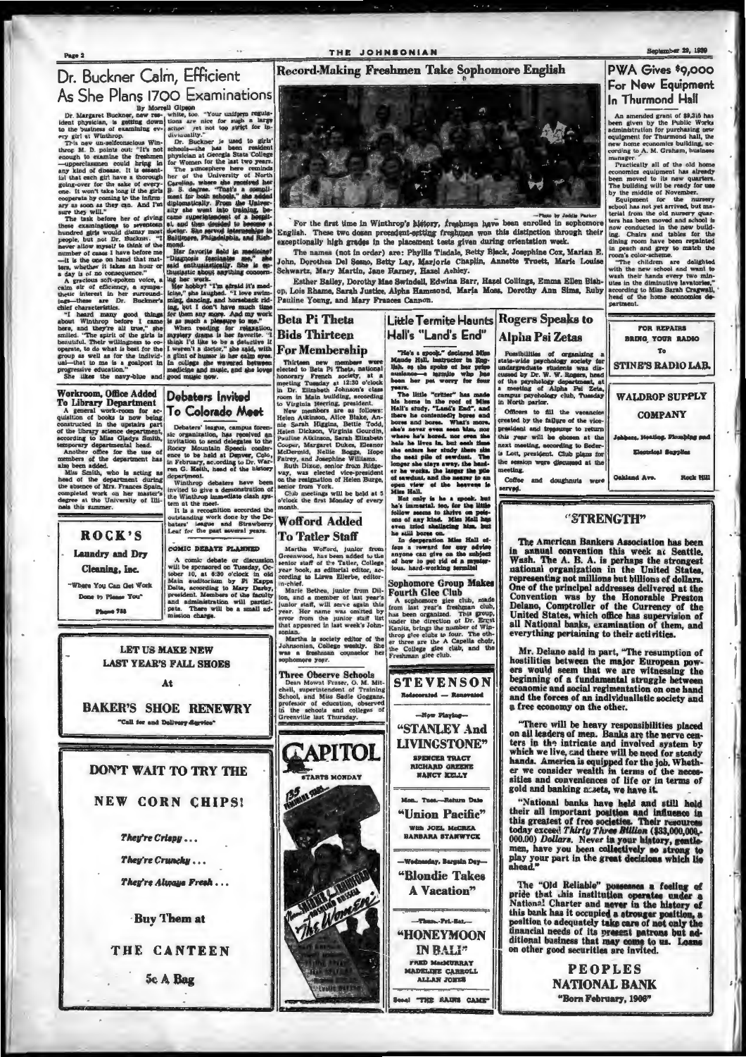# Dr. Buckner Calm, Efficient As She Plans 1700 Examinations

By Morrell Gipson

Dr. Margaret Buckner, new resident physician, is getting down to the business of examining every girl at Winthrop.

This new un-selfconscious Winthrop M. D. points out: "It's not enough to examine the freshmen—upperclassmen could bring in any kind of disease. It is essential that each girl have a thorough going-over for the sake of everyone. It won't take long if the girls cooperate by coming to the infirmary as soon as they can. And I'm sure they will."

The task before her of giving these examinations to seventeen hundred girls would dismay most people, but not Dr. Buckner. "I never allow myself to think of the number of cases I have before me—it is the one on hand that matters, whether it takes an hour or a day is of no consequence."

A gracious soft-spoken voice, a calm air of efficiency, a sympathetic interest in her surroundings—these are Dr. Buckner's chief characteristics.

"I heard many good things about Winthrop before I came here, and they're all true," she smiled. "The spirit of the girls is beautiful. Their willingness to cooperate, to do what is best for the group as well as for the individual—that to me is a goalpost in progressive education."

She likes the navy-blue and white, too. "Your uniform regulations are nice for such a large school yet not too strict for individuality."

Dr. Buckner is used to girls' schools—she has been resident physician at Georgia State College for Women for the last two years.

The atmosphere here reminds her of the University of North Carolina, where she received her B. S. degree. "That's a compliment for both schools," she added diplomatically. From the University she went into training, became superintendent of a hospital, and then decided to become a doctor. She served internships in Baltimore, Philadelphia, and Richmond.

Her favorite field in medicine? "Diagnosis fascinates me," she said enthusiastically. She is enthusiastic about anything concerning her work.

Her hobby? "I'm afraid it's medicine," she laughed. "I love swimming, dancing, and horseback riding, but I don't have much time for them any more. And my work is as much a pleasure to me."

When reading for relaxation, mystery drama is her favorite. "I think I'd like to be a detective if I weren't a doctor," she said, with a glint of humor in her calm eyes. In college she wavered between medicine and music, and she loves good music now.

## Workroom, Office Added To Library Department

A general work-room for acquisition of books is now being constructed in the upstairs part of the library science department, according to Miss Gladys Smith, temporary departmental head.

Another office for the use of members of the department has also been added.

Miss Smith, who is acting as head of the department during the absence of Mrs. Frances Spain, completed work on her master's degree at the University of Illinois this summer.

## Debaters Invited To Colorado Meet

Debaters' league, campus forensic organization, has received an invitation to send delegates to the Rocky Mountain Speech conference to be held at Denver, Colo., in February, according to Dr. Warren G. Keith, head of the history department.

Winthrop debaters have been invited to give a demonstration of the Winthrop immediate clash system at the meet.

It is a recognition accorded the outstanding work done by the Debaters' league and Strawberry Leaf for the past several years.

### COMIC DEBATE PLANNED

A comic debate or discussion will be sponsored on Tuesday, October 10, at 6:30 o'clock in old Main auditorium by Pi Kappa Delta, according to Mary Darby, president. Members of the faculty and administration will participate. There will be a small admission charge.

**ROCK'S**

**Laundry and Dry Cleaning, Inc.**

"Where You Can Get Work Done to Please You"

Phone 755

**LET US MAKE NEW LAST YEAR'S FALL SHOES**

At

**BAKER'S SHOE RENEWRY**

"Call for and Delivery Service"

**DON'T WAIT TO TRY THE NEW CORN CHIPS!**

*They're Crispy . . .*

*They're Crunchy . . .*

*They're Always Fresh . . .*

Buy Them at

**THE CANTEEN**

5c A Bag

# Record-Making Freshmen Take Sophomore English

—Photo by Jeddie Parker

For the first time in Winthrop's history, freshmen have been enrolled in sophomore English. These two dozen precedent-setting freshmen won this distinction through their exceptionally high grades in the placement tests given during orientation week.

The names (not in order) are: Phyllis Tisdale, Betty Black, Josephine Cox, Marian E. John, Dorothea Del Sesso, Betty Lay, Marjorie Chaplin, Annette Truett, Marie Louise Schwartz, Mary Martin, Jane Harney, Hazel Ashley.

Esther Bailey, Dorothy Mae Swindell, Edwina Barr, Hazel Collings, Emma Ellen Bishop, Lois Rhame, Sarah Justice, Alpha Hammond, Maria Moss, Dorothy Ann Sims, Ruby Pauline Young, and Mary Frances Cannon.

## Beta Pi Theta Bids Thirteen For Membership

Thirteen new members were elected to Beta Pi Theta, national honorary French society, at a meeting Tuesday at 12:30 o'clock in Dr. Elizabeth Johnson's class room in Main building, according to Virginia Herring, president.

New members are as follows: Helen Atkinson, Alice Blake, Annie Sarah Higgins, Bettie Todd, Helen Dickson, Virginia Gourdin, Pauline Atkinson, Sarah Elizabeth Cooper, Margaret Dukes, Eleanor McDermid, Nellie Boggs, Hope Fairey, and Josephine Williams.

Ruth Dixon, senior from Ridgeway, was elected vice-president on the resignation of Helen Burge, senior from York.

Club meetings will be held at 5 o'clock the first Monday of every month.

## Wofford Added To Tatler Staff

Martha Wofford, junior from Greenwood, has been added to the senior staff of the Tatler, College year book, as editorial editor, according to Lizwa Ellerbe, editor-in-chief.

Marie Bethea, junior from Dillon, and a member of last year's junior staff, will serve again this year. Her name was omitted by error from the junior staff list that appeared in last week's Johnsonian.

Martha is society editor of the Johnsonian, College weekly. She was a freshman counselor her sophomore year.

## Three Observe Schools

Dean Mowat Fraser, O. M. Mitchell, superintendent of Training School, and Miss Sadie Goggans, professor of education, observed in the schools and colleges of Greenville last Thursday.

**CAPITOL**

STARTS MONDAY

## Little Termite Haunts Hall's "Land's End"

"He's a spook," declared Miss Maude Hall, instructor in English, as she spoke of her prize nuisance—a termite who has been her pet worry for four years.

The little "critter" has made his home in the roof of Miss Hall's study, "Land's End", and there he contentedly bores and bores and bores. What's more, she's never even seen him, nor where he's bored, nor even the hole he lives in, but each time she enters her study there sits the neat pile of sawdust. The longer she stays away, the harder he works, the larger the pile of sawdust, and the nearer to an open view of the heavens is Miss Hall.

Not only is he a spook, but he's immortal, too, for the little fellow seems to thrive on poisons of any kind. Miss Hall has even tried shellacing him, but he still bores on.

In desperation Miss Hall offers a reward for any advice anyone can give on the subject of how to get rid of a mysterious, hard-working termite!

## Sophomore Group Makes Fourth Glee Club

A sophomore glee club, made from last year's freshman club, has been organized. This group, under the direction of Dr. Ernst Kanitz, brings the number of Winthrop glee clubs to four. The other three are the A Cappella choir, the College glee club, and the Freshman glee club.

**STEVENSON**

Redecorated — Renovated

—Now Playing—

**"STANLEY And LIVINGSTONE"**

SPENCER TRACY
RICHARD GREENE
NANCY KELLY

—Mon., Tues.—Return Date

**"Union Pacific"**

With JOEL McCREA
BARBARA STANWYCK

—Wednesday, Bargain Day—

**"Blondie Takes A Vacation"**

—Thurs.-Fri.-Sat.—

**"HONEYMOON IN BALI"**

FRED MacMURRAY
MADELINE CARROLL
ALLAN JONES

Soon! "THE RAINS CAME"

## Rogers Speaks to Alpha Psi Zetas

Possibilities of organizing a state-wide psychology society for undergraduate students was discussed by Dr. W. W. Rogers, head of the psychology department, at a meeting of Alpha Psi Zeta, campus psychology club, Tuesday in North parlor.

Officers to fill the vacancies created by the failure of the vice-president and treasurer to return this year will be chosen at the next meeting, according to Sederis Lott, president. Club plans for the session were discussed at the meeting.

Coffee and doughnuts were served.

# PWA Gives $9,000 For New Equipment In Thurmond Hall

An amended grant of $9,315 has been given by the Public Works administration for purchasing new equipment for Thurmond hall, the new home economics building, according to A. M. Graham, business manager.

Practically all of the old home economics equipment has already been moved to its new quarters. The building will be ready for use by the middle of November.

Equipment for the nursery school has not yet arrived, but material from the old nursery quarters has been moved and school is now conducted in the new building. Chairs and tables for the dining room have been repainted in peach and grey to match the room's color-scheme.

"The children are delighted with the new school and want to wash their hands every two minutes in the diminutive lavatories," according to Miss Sarah Cragwall, head of the home economics department.

**FOR REPAIRS BRING YOUR RADIO To STINE'S RADIO LAB.**

**WALDROP SUPPLY COMPANY**

Jobbers, Heating, Plumbing and Electrical Supplies

Oakland Ave. Rock Hill

## "STRENGTH"

The American Bankers Association has been in annual convention this week at Seattle, Wash. The A. B. A. is perhaps the strongest national organization in the United States, representing not millions but billions of dollars. One of the principal addresses delivered at the Convention was by the Honorable Preston Delano, Comptroller of the Currency of the United States, which office has supervision of all National banks, examination of them, and everything pertaining to their activities.

Mr. Delano said in part, "The resumption of hostilities between the major European powers would seem that we are witnessing the beginning of a fundamental struggle between economic and social regimentation on one hand and the forces of an individualistic society and a free economy on the other.

"There will be heavy responsibilities placed on all leaders of men. Banks are the nerve centers in the intricate and involved system by which we live, and there will be need for steady hands. America is equipped for the job. Whether we consider wealth in terms of the necessities and conveniences of life or in terms of gold and banking assets, we have it.

"National banks have held and still hold their all important position and influence in this greatest of free societies. Their resources today exceed *Thirty Three Billion* ($33,000,000,000) *Dollars*. Never in your history, gentlemen, have you been collectively so strong to play your part in the great decisions which lie ahead."

The "Old Reliable" possesses a feeling of pride that this institution operates under a National Charter and never in the history of this bank has it occupied a stronger position, a position to adequately take care of not only the financial needs of its present patrons but additional business that may come to us. Loans on other good securities are invited.

**PEOPLES NATIONAL BANK**

"Born February, 1906"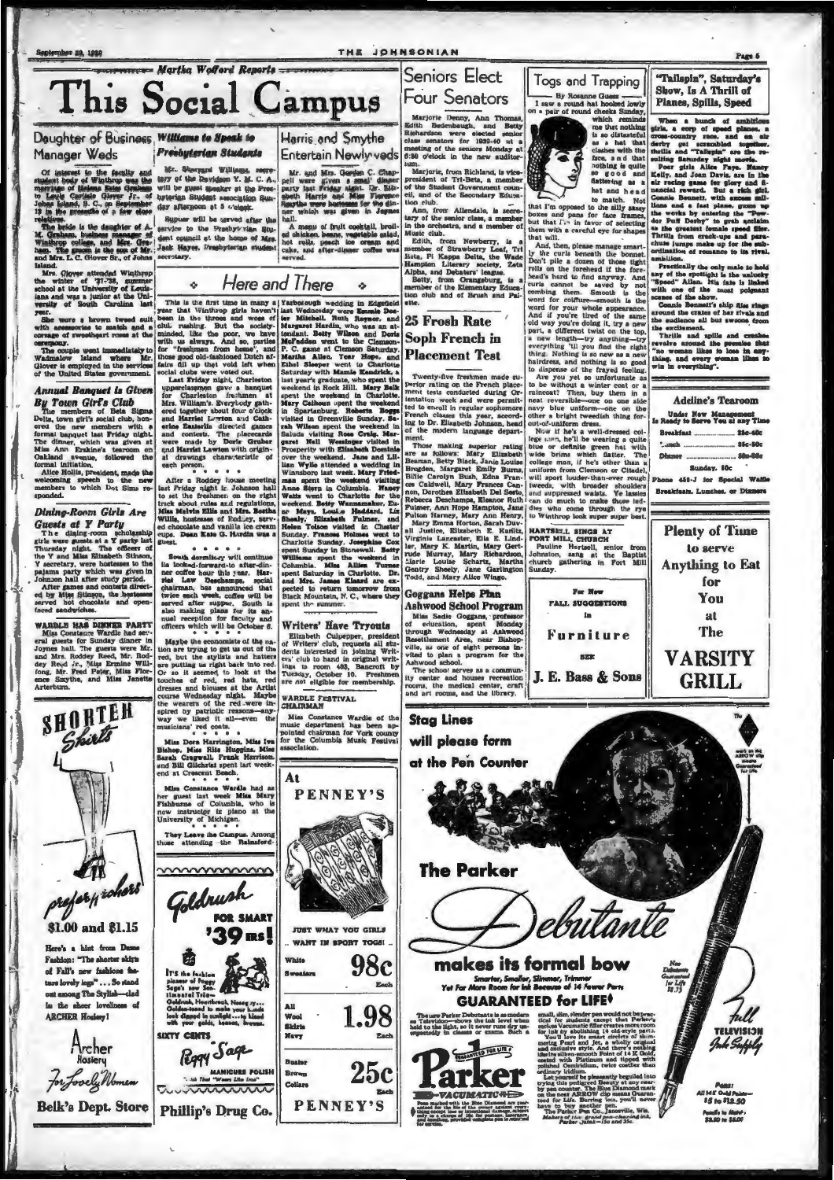Martha Wofford Reports

# This Social Campus

## Daughter of Business Manager Weds

Of interest to the faculty and student body of Winthrop was the marriage of Helena Estes Graham to Louis Carlisle Glover Jr., of Johns Island, S. C., on September 13 in the presence of a few close relatives.

The bride is the daughter of A. M. Graham, business manager of Winthrop college, and Mrs. Graham. The groom is the son of Mr. and Mrs. L. C. Glover Sr., of Johns Island.

Mrs. Glover attended Winthrop the winter of '37-'38, summer school at the University of Louisiana and was a junior at the University of South Carolina last year.

She wore a brown tweed suit with accessories to match and a corsage of sweetheart roses at the ceremony.

The couple went immediately to Wadmalaw Island where Mr. Glover is employed in the services of the United States government.

### Annual Banquet is Given By Town Girls Club

The members of Beta Sigma Delta, town girl's social club, honored the new members with a formal banquet last Friday night. The dinner, which was given at Miss Ann Erskine's tearoom on Oakland avenue, followed the formal initiation.

Alice Hollis, president, made the welcoming speech to the new members to which Dot Sims responded.

### Dining-Room Girls Are Guests at Y Party

The dining-room scholarship girls were guests at a Y party last Thursday night. The officers of the Y and Miss Elizabeth Stinson, Y secretary, were hostesses to the pajama party which was given in Johnson hall after study period.

After games and contests directed by Miss Stinson, the hostesses served hot chocolate and open-faced sandwiches.

**WARDLE HAS DINNER PARTY**

Miss Constance Wardle had several guests for Sunday dinner in Joynes hall. The guests were Mr. and Mrs. Roddey Reed, Mr. Roddey Reed Jr., Miss Ermine Willfong, Mr. Fred Peter, Miss Florence Smythe, and Miss Janette Arterburn.

## Williams to Speak to Presbyterian Students

Mr. Sherrard Williams, secretary of the Davidson Y. M. C. A., will be guest speaker at the Presbyterian Student association Sunday afternoon at 5 o'clock.

Supper will be served after the service to the Presbyterian Student council at the home of Mrs. Jack Hayes, Presbyterian student secretary.

## Harris and Smythe Entertain Newlyweds

Mr. and Mrs. Gordon C. Chappell were given a small dinner party last Friday night. Dr. Elizabeth Harris and Miss Florence Smythe were hostesses for the dinner which was given in Joynes hall.

A menu of fruit cocktail, broiled chicken, beans, vegetable salad, hot rolls, peach ice cream and cake, and after-dinner coffee was served.

## Here and There

This is the first time in many a year that Winthrop girls haven't been in the throes and woes of club rushing. But the society-minded, like the poor, we have with us always. And so, parties for "freshmen from home", and those good old-fashioned Dutch affairs fill up that void left when social clubs were voted out.

Last Friday night, Charleston upperclassmen gave a banquet for Charleston freshmen at Mrs. William's. Everybody gathered together about four o'clock and Harriet Lawton and Catherine Easterlin directed games and contests. The placecards were made by Doris Gruber and Harriet Lawton with original drawings characteristic of each person.

\* \* \* \* \*

After a Roddey house meeting last Friday night in Johnson hall to set the freshmen on the right track about rules and regulations, Miss Melvin Ellis and Mrs. Bertha Willis, hostesses of Roddey, served chocolate and vanilla ice cream cups. Dean Kate G. Hardin was a guest.

\* \* \* \* \*

South dormitory will continue its looked-forward-to after-dinner coffee hour this year. Harriet Law Deschamps, social chairman, has announced that twice each week, coffee will be served after supper. South is also making plans for its annual reception for faculty and officers which will be October 6.

\* \* \* \* \*

Maybe the economists of the nation are trying to get us out of the red, but the stylists and hatters are putting us right back into red. Or so it seemed to look at the touches of red, red hats, red dresses and blouses at the Artist course Wednesday night. Maybe the wearers of the red were inspired by patriotic reasons—anyway we liked it all—even the musicians' red coats.

\* \* \* \* \*

Miss Dora Harrington, Miss Iva Bishop, Miss Rita Huggins, Miss Sarah Cogswell, Frank Harrison, and Bill Gilchrist spent last weekend at Crescent Beach.

\* \* \* \* \*

Miss Constance Wardle had as her guest last week Miss Mary Fishburne of Columbia, who is now instructor in piano at the University of Michigan.

\* \* \* \* \*

They Leave the Campus. Among those attending the Rainsford-Yarborough wedding in Edgefield last Wednesday were Emmie Dessier Mitchell, Ruth Rayner, and Margaret Hardin, who was an attendant. Betty Wilson and Doris McFadden went to the Clemson-P. C. game at Clemson Saturday. Martha Allen, Tear Hope, and Ethel Sleeper went to Charlotte Saturday with Mamie Kendrick, a last year's graduate, who spent the weekend in Rock Hill. Mary Belk spent the weekend in Charlotte. Mary Calhoun spent the weekend in Spartanburg. Roberta Boggs visited in Greenville Sunday. Sarah Wilson spent the weekend in Saluda visiting Rose Craig. Margaret Nell Wessinger visited in Prosperity with Elizabeth Dominic over the weekend. Jane and Lillian Wylie attended a wedding in Winnsboro last week. Mary Friedman spent the weekend visiting Anne Stern in Columbia. Nancy Watts went to Charlotte for the weekend. Betty Wannamaker, Euar Mays, Louise Haddard, Liz Sheely, Elizabeth Fulmer, and Helen Tolson visited in Chester Sunday. Frances Holmes went to Charlotte Sunday. Josephine Cox spent Sunday in Stonewall. Betty Williams spent the weekend in Columbia. Miss Allise Turner spent Saturday in Charlotte. Dr. and Mrs. James Kinard are expected to return tomorrow from Black Mountain, N. C., where they spent the summer.

## Writers' Have Tryouts

Elizabeth Culpepper, president of Writers' club, requests all students interested in joining Writers' club to hand in original writings to room 403, Bancroft by Tuesday, October 10. Freshmen are not eligible for membership.

**WARDLE FESTIVAL CHAIRMAN**

Miss Constance Wardle of the music department has been appointed chairman for York county for the Columbia Music Festival association.

# Seniors Elect Four Senators

Marjorie Denny, Ann Thomas, Edith Bedenbaugh, and Betty Richardson were elected senior class senators for 1939-40 at a meeting of the seniors Monday at 6:30 o'clock in the new auditorium.

Marjorie, from Richland, is vice-president of Tri-Beta, a member of the Student Government council, and of the Secondary Education club.

Ann, from Allendale, is secretary of the senior class, a member in the orchestra, and a member of Music club.

Edith, from Newberry, is a member of Strawberry Leaf, Tri Beta, Pi Kappa Delta, the Wade Hampton Literary society, Zeta Alpha, and Debaters' league.

Betty, from Orangeburg, is a member of the Elementary Education club and of Brush and Palette.

## 25 Frosh Rate Soph French in Placement Test

Twenty-five freshmen made superior rating on the French placement tests conducted during Orientation week and were permitted to enroll in regular sophomore French classes this year, according to Dr. Elizabeth Johnson, head of the modern language department.

Those making superior rating are as follows: Mary Elizabeth Beaman, Betty Black, Janie Louise Brogden, Margaret Emily Burns, Billie Carolyn Bush, Edna Frances Caldwell, Mary Frances Cannon, Dorothea Elizabeth Del Sesto, Rebecca Deschamps, Eleanor Ruth Fulmer, Ann Hope Hampton, Iris Fulton Harvey, Mary Ann Henry, Mary Emma Horton, Sarah Duvall Justice, Elizabeth E. Kurlitz, Virginia Lancaster, Ella E. Lindler, Mary K. Martin, Mary Gertrude Murray, Mary Richardson, Clarie Louise Schartz, Martha Gentry Sheely, Jane Garlington Todd, and Mary Alice Wingo.

## Goggans Helps Plan Ashwood School Program

Miss Sadie Goggans, professor of education, spent Monday through Wednesday at Ashwood Resettlement Area, near Bishopville, as one of eight persons invited to plan a program for the Ashwood school.

The school serves as a community center and houses recreation rooms, the medical center, craft and art rooms, and the library.

## Togs and Trapping

By Rosanne Guess

I saw a round hat hooked lowly on a pair of round cheeks Sunday, which reminds me that nothing is so distasteful as a hat that clashes with the face, and that nothing is quite so good and flattering as a hat and head to match. Not that I'm opposed to the silly sassy boxes and pans for face frames, but that I'm in favor of selecting them with a careful eye for shapes that will.

And, then, please manage smartly the curls beneath the bonnet. Don't pile a dozen of those tight rolls on the forehead if the forehead's hard to find anyway. And curls cannot be saved by not combing them. Smooth is the word for coiffure—smooth is the word for your whole appearance. And if you're tired of the same old way you're doing it, try a new part, a different twist on the top, a new length—try anything—try everything 'til you find the right thing. Nothing is so new as a new hairdress, and nothing is so good to dispense of the frayed feeling.

Are you yet so unfortunate as to be without a winter coat or a raincoat? Then, buy them in a neat reversible—one on one side navy blue uniform—one on the other a bright tweedish thing for out-of-uniform dress.

Now if he's a well-dressed college man, he'll be wearing a quite blue or definite green hat with wide brims which flatter. The college man, if he's other than a uniform from Clemson or Citadel, will sport louder-than-ever rough tweeds, with broader shoulders and suppressed waists. Ye lassies can do much to make those laddies who come through the rye to Winthrop look super super best.

**HARTSELL SINGS AT FORT MILL CHURCH**

Pauline Hartsell, senior from Johnston, sang at the Baptist church gathering in Fort Mill Sunday.

## "Tailspin", Saturday's Show, Is A Thrill of Planes, Spills, Speed

When a bunch of ambitious girls, a corp of speed planes, a cross-country race, and an air derby get scrambled together, thrills and "Tailspin" are the resulting Saturday night movie.

Poor girls Alice Faye, Nancy Kelly, and Joan Davis, are in the air racing game for glory and financial reward. But a rich girl, Constance Bennett, with excess millions and a fast plane, gums up the works by entering the "Powder Puff Derby" to grab acclaim as the greatest female speed flier. Thrills from crack-ups and parachute jumps make up for the subordination of romance to its rival, ambition.

Practically the only male to hold any of the spotlight is the unlucky "Speed" Allen. His fate is linked with one of the most poignant scenes of the show.

Connie Bennett's ship flies rings around the crates of her rivals and the audience all but swoons from the excitement.

Thrills and spills and crashes revolve around the premise that "no woman likes to lose in anything, and every woman likes to win in everything".

---

**Adeline's Tearoom**

Under New Management
Is Ready to Serve You at any Time

| | |
|---|---|
| Breakfast | 25c-40c |
| Lunch | 35c-50c |
| Dinner | 50c-85c |

Sunday, 50c

Phone 468-J for Special Waffle Breakfasts, Luncheons, or Dinners

---

**Plenty of Time to serve Anything to Eat for You at The VARSITY GRILL**

---

For New FALL SUGGESTIONS in **Furniture** SEE **J. E. Bass & Sons**

---

**SHORTER Shirts** — preferred by cohorts

**$1.00 and $1.15**

Here's a hint from Dame Fashion: "The shorter skirts of Fall's new fashions feature lovely legs" . . . So stand out among The Stylish—clad in the sheer loveliness of ARCHER Hosiery!

**Archer Hosiery** — For Lovely Women

**Belk's Dept. Store**

---

**Goldrush FOR SMART '39ms!**

IT'S the fashion pioneer of Peggy Sage's new Sensational Trio—Goldrush, Heartbreak, Nosegay... Golden-toned to make your hands look dipped in sunlight . . . to blend with your golds, browns, browns.

SIXTY CENTS

**Peggy Sage** MANICURE POLISH

**Phillip's Drug Co.**

---

At **PENNEY'S**

JUST WHAT YOU GIRLS WANT IN SPORT TOGS!

| | |
|---|---|
| White Sweaters | 98c Each |
| All Wool Skirts Navy | 1.98 Each |
| Buster Brown Collars | 25c Each |

**PENNEY'S**

---

**Stag Lines will please form at the Pen Counter**

**The Parker Debutante makes its formal bow**

Smarter, Smaller, Slimmer, Trimmer
Yet Far More Room for Ink Because of 14 Fewer Parts

**GUARANTEED for LIFE***

The new Parker Debutante is as modern as Television—shows the ink level when held to the light, so it never runs dry unexpectedly in classes or exams. Such a small, slim, slender pen would not be practical for students except that Parker's modern Vacumatic filler creates more room for ink by abolishing 14 old-style parts.

You'll love its smart circlets of shimmering Pearl and Jet, a wholly original and exclusive style. And there's nothing like its silken-smooth Point of 14 K Gold, coated with Platinum and tipped with polished Osmiridium, twice costlier than ordinary iridium.

Let yourself be pleasantly beguiled into trying this pedigreed Beauty at any nearby pen counter. The Blue Diamond marks on the neat ARROW clip means Guaranteed for Life. Barring loss, you'll never have to buy another pen. The Parker Pen Co., Janesville, Wis. Makers of Quink, the new pen-cleaning ink, Parker Quink—15c and 25c.

\*Pens marked with the Blue Diamond are guaranteed for the life of the owner against everything except loss or intentional damage, subject only to a charge of 35c for postage, insurance, and handling, provided complete pen is returned for service.

**Parker VACUMATIC**

New Debutante Guaranteed for Life $2.75

Full TELEVISION Ink Supply

Pens: All 14 K Gold Points—$5 to $12.50
Pencils to Match—$3.50 to $5.00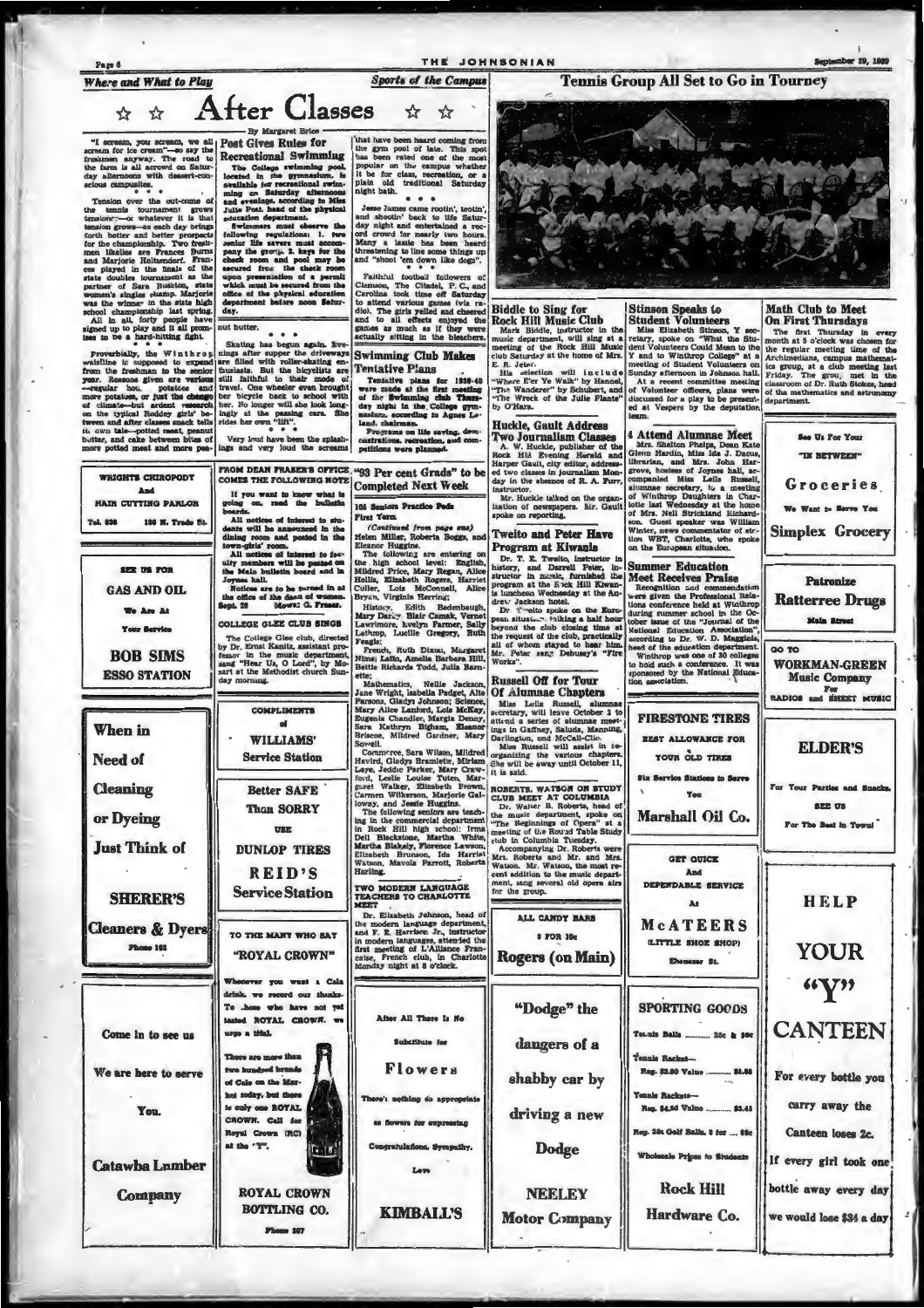## Where and What to Play

# After Classes

By Margaret Brice

"I scream, you scream, we all scream for ice cream"—so say the freshmen anyway. The road to the farm is all acrowd on Saturday afternoons with dessert-conscious campusites.

Tension over the out-come of the tennis tournament grows tensions—or whatever it is that tension grows—as each day brings forth better and better prospects for the championship. Two freshmen likelies are Frances Burns and Marjorie Holtendorf. Frances played in the finals of the state doubles tournament as the partner of Sara Rushton, state women's singles champ. Marjorie was the winner in the state high school championship last spring. All in all, forty people have signed up to play and it all promises to be a hard-hitting fight.

Proverbially, the Winthrop waistline is supposed to expand from the freshman to the senior year. Reasons given are various —regular hou... potatoes and more potatoes, or just the change of climate—but ardent research on the typical Roddey girls' between and after classes snack tells its own tale—potted meat, peanut butter, and cake between bites of more potted meat and more peanut butter.

Skating has begun again. Evenings after supper the driveways are filled with roller-skating enthusiasts. But the bicyclists are still faithful to their mode of travel. One wheeler even brought her bicycle back to school with her. No longer will she look longingly at the passing cars. She rides her own "thrill".

Very loud have been the splashings and very loud the screams that have been heard coming from the gym pool of late. This spot has been rated one of the most popular on the campus whether it be for class, recreation, or a plain old traditional Saturday night bath.

Jesse James came rootin', tootin', and shootin' back to the Saturday night and entertained a record crowd for nearly two hours. Many a lassie has been heard threatening to line some things up and "shoot 'em down like dogs".

Faithful football followers of Clemson, The Citadel, P. C., and Carolina took time off Saturday to attend various games (via radio). The girls yelled and cheered and to all effects enjoyed the games as much as if they were actually sitting in the bleachers.

## Sports of the Campus

### Post Gives Rules for Recreational Swimming

The College swimming pool, located in the gymnasium, is available for recreational swimming on Saturday afternoons and evenings, according to Miss Julia Post, head of the physical education department.

Swimmers must observe the following regulations: 1. two senior life savers must accompany the group. 2. keys for the check room and pool may be secured from the check room upon presentation of a permit which must be secured from the office of the physical education department before noon Saturday.

### Swimming Club Makes Tentative Plans

Tentative plans for 1939-40 were made at the first meeting of the Swimming club Thursday night in the College gymnasium, according to Agnes Loland, chairman.

Programs on life saving, demonstrations, recreation, and competitions were planned.

### FROM DEAN FRASER'S OFFICE COMES THE FOLLOWING NOTE

If you want to know what is going on, read the bulletin boards.

All notices of interest to students will be announced in the dining room and posted in the town-girls' room.

All notices of interest to faculty members will be posted on the Main bulletin board and in Joynes hall.

Notices are to be turned in at the office of the dean of women.
Sept. 20 Mowat G. Fraser.

### COLLEGE GLEE CLUB SINGS

The College Glee club, directed by Dr. Ernst Kanitz, assistant professor in the music department, sang "Hear Us, O Lord", by Mozart at the Methodist church Sunday morning.

### "93 Per cent Grads" to be Completed Next Week

105 Seniors Practice Peda First Term

*(Continued from page one)*

Helen Miller, Roberta Boggs, and Eleanor Huggins.

The following are entering on the high school level: English, Mildred Price, Mary Regan, Alice Hollis, Elizabeth Rogers, Harriet Cullier, Lois McConnell, Alice Bryan, Virginia Herring;

History, Edith Bedenbaugh, Mary Darcy Blair Camak, Vernet Lawrimore, Evelyn Farmer, Sally Lathop, Luelle Gregory, Ruth Feagle;

French, Ruth Dixon, Margaret Nims; Latin, Amelia Barbara Hill, Bettie Richards Todd, Julia Barnette;

Mathematics, Nellie Jackson, Jane Wright, Isabella Padget, Alte Parsons, Gladys Johnson; Science, Mary Alice Lanford, Lois McKay, Eugenia Chandler, Margie Denny, Sara Kathryn Bigham, Eleanor Briscoe, Mildred Gardner, Mary Sowell.

Commerce, Sara Wilson, Mildred Havird, Gladys Bramlette, Miriam Laye, Jeddie Parker, Mary Crawford, Leslie Louise Tuten, Margaret Walker, Elizabeth Frown, Carmen Wilkerson, Marjorie Galloway, and Jessie Huggins.

The following seniors are teaching in the commercial department in Rock Hill high school: Irma Dell Blackstone, Martha White, Martha Blakely, Florence Lawson, Elizabeth Brunson, Ida Harriet Watson, Mavois Parrott, Roberta Harling.

### TWO MODERN LANGUAGE TEACHERS TO CHARLOTTE MEET

Dr. Elizabeth Johnson, head of the modern language department, and F. E. Harrison Jr., instructor in modern languages, attended the first meeting of L'Alliance Francaise, French club, in Charlotte Monday night at 8 o'clock.

## Tennis Group All Set to Go in Tourney

### Biddle to Sing for Rock Hill Music Club

Mark Biddle, instructor in the music department, will sing at a meeting of the Rock Hill Music club Saturday at the home of Mrs. E. R. Jeter.

His selection will include "Where E'er Ye Walk" by Handel, "The Wanderer" by Schubert, and "The Wreck of the Julie Plante" by O'Hara.

### Huckle, Gault Address Two Journalism Classes

A. W. Huckle, publisher of the Rock Hill Evening Herald and Harper Gault, city editor, addressed two classes in journalism Monday in the absence of R. A. Furr, instructor.

Mr. Huckle talked on the organization of newspapers. Mr. Gault spoke on reporting.

### Tweito and Peter Have Program at Kiwanis

Dr. T. E. Tweito, instructor in history, and Darrell Peter, instructor in music, furnished the program at the Rock Hill Kiwanis luncheon Wednesday at the Andrew Jackson hotel.

Dr. Tweito spoke on the European situation, talking a half hour beyond the club closing time at the request of the club, practically all of whom stayed to hear him. Mr. Peter sang Debussy's "Fire Works".

### Russell Off for Tour Of Alumnae Chapters

Miss Leila Russell, alumnae secretary, will leave October 2 to attend a series of alumnae meetings in Gaffney, Saluda, Manning, Darlington, and McCall-Clio.

Miss Russell will assist in reorganizing the various chapters. She will be away until October 11, it is said.

### ROBERTS, WATSON ON STUDY CLUB MEET AT COLUMBIA

Dr. Walter B. Roberts, head of the music department, spoke on "The Beginnings of Opera" at a meeting of the Round Table Study club in Columbia Tuesday.

Accompanying Dr. Roberts were Mrs. Roberts and Mr. and Mrs. Watson. Mr. Watson, the most recent addition to the music department, sang several old opera airs for the group.

### Stinson Speaks to Student Volunteers

Miss Elizabeth Stinson, Y secretary, spoke on "What the Student Volunteers Could Mean to the Y and to Winthrop College" at a meeting of Student Volunteers on Sunday afternoon in Johnson hall.

At a recent committee meeting of Volunteer officers, plans were discussed for a play to be presented at Vespers by the deputation team.

### 4 Attend Alumnae Meet

Mrs. Shelton Phelps, Dean Kate Glenn Hardin, Miss Ida J. Dacus, librarian, and Mrs. John Hargrove, hostess of Joynes hall, accompanied Miss Leila Russell, alumnae secretary, to a meeting of Winthrop Daughters in Charlotte last Wednesday at the home of Mrs. Nell Strickland Richardson. Guest speaker was William Winter, news commentator of station WBT, Charlotte, who spoke on the European situation.

### Summer Education Meet Receives Praise

Recognition and commendation were given the Professional Relations conference held at Winthrop during summer school in the October issue of the "Journal of the National Education Association", according to Dr. W. D. Magginis, head of the education department.

Winthrop was one of 30 colleges to hold such a conference. It was sponsored by the National Education association.

### Math Club to Meet On First Thursdays

The first Thursday in every month at 5 o'clock was chosen for the regular meeting time of the Archimedians, campus mathematics group, at a club meeting last Friday. The group met in the classroom of Dr. Ruth Stokes, head of the mathematics and astronomy department.

---

WRIGHTS CHIROPODY And HAIR CUTTING PARLOR — Tel. 836 — 133 E. Trade St.

SEE US FOR GAS AND OIL — We Are At Your Service — BOB SIMS ESSO STATION

When in Need of Cleaning or Dyeing Just Think of SHERER'S Cleaners & Dyers — Phone 163

Come in to see us — We are here to serve You. — Catawba Lumber Company

COMPLIMENTS of WILLIAMS' Service Station

Better SAFE Than SORRY — USE DUNLOP TIRES — REID'S Service Station

TO THE MANY WHO SAY "ROYAL CROWN" — Whenever you want a Cola drink, we record our thanks. To those who have not yet tasted ROYAL CROWN, we urge a trial. There are more than two hundred brands of Cola on the Market today, but there is only one ROYAL CROWN. Call for Royal Crown (RC) at the "Y". — ROYAL CROWN BOTTLING CO. — Phone 207

After All There Is No Substitute for Flowers — There's nothing so appropriate as flowers for expressing Congratulations, Sympathy, Love — KIMBALL'S

ALL CANDY BARS 3 FOR 10c — Rogers (on Main)

"Dodge" the dangers of a shabby car by driving a new Dodge — NEELEY Motor Company

FIRESTONE TIRES — BEST ALLOWANCE FOR YOUR OLD TIRES — Six Service Stations to Serve You — Marshall Oil Co.

GET QUICK And DEPENDABLE SERVICE At McATEERS (LITTLE SHOE SHOP) — Ebenezer St.

SPORTING GOODS — Tennis Balls ........ 25c & 30c — Tennis Racket— Reg. $2.50 Value ........ $1.85 — Tennis Rackets— Reg. $4.50 Value ........ $3.45 — Reg. 35c Golf Balls, 3 for .... 89c — Wholesale Prices to Students — Rock Hill Hardware Co.

See Us For Your "IN BETWEEN" Groceries — We Want to Serve You — Simplex Grocery

Patronize Ratterree Drugs — Main Street

GO TO WORKMAN-GREEN Music Company — For RADIOS and SHEET MUSIC

ELDER'S — For Your Parties and Snacks, SEE US — For The Best in Town!

HELP YOUR "Y" CANTEEN — For every bottle you carry away the Canteen loses 2c. If every girl took one bottle away every day we would lose $34 a day